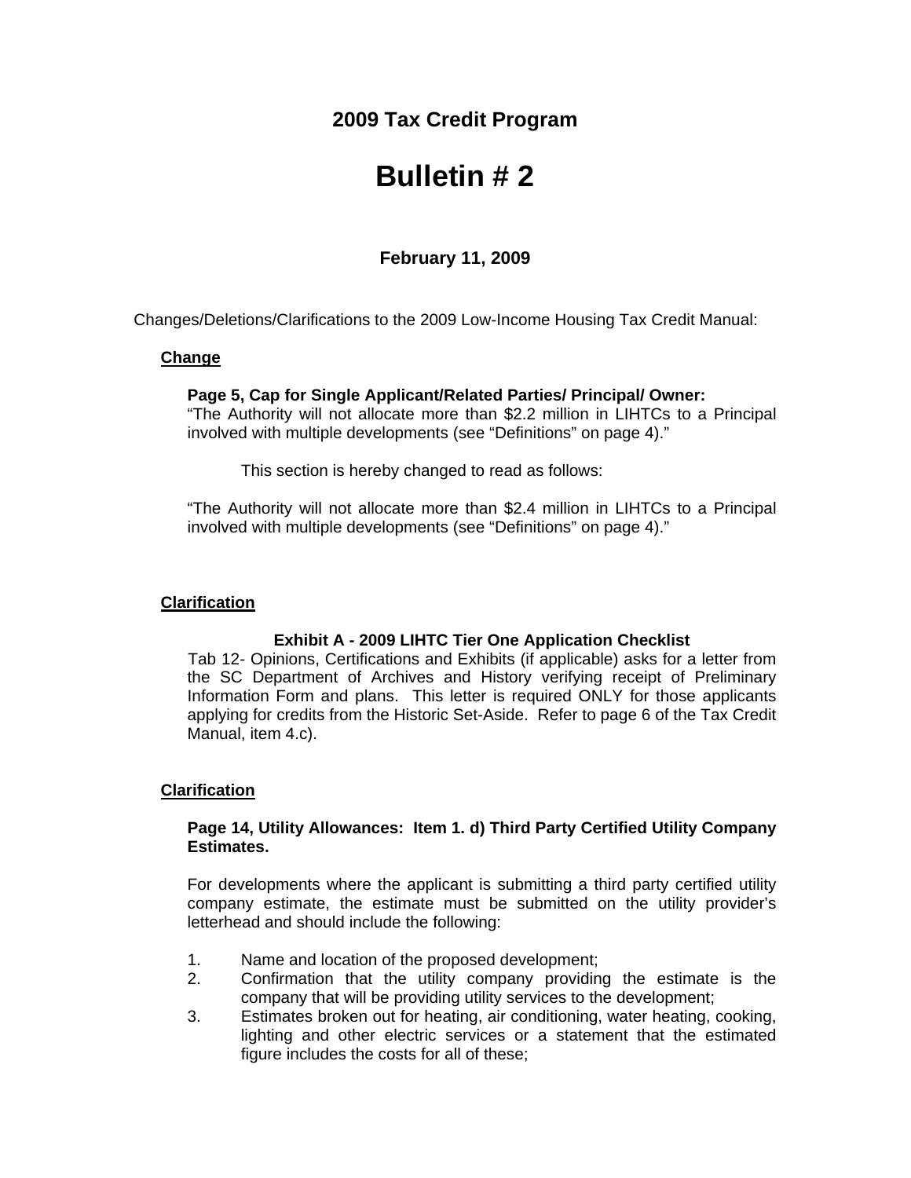# 2009 Tax Credit Program

# Bulletin # 2

**February 11, 2009**

Changes/Deletions/Clarifications to the 2009 Low-Income Housing Tax Credit Manual:

**Change**

**Page 5, Cap for Single Applicant/Related Parties/ Principal/ Owner:**
"The Authority will not allocate more than $2.2 million in LIHTCs to a Principal involved with multiple developments (see "Definitions" on page 4)."

This section is hereby changed to read as follows:

"The Authority will not allocate more than $2.4 million in LIHTCs to a Principal involved with multiple developments (see "Definitions" on page 4)."

**Clarification**

**Exhibit A - 2009 LIHTC Tier One Application Checklist**

Tab 12- Opinions, Certifications and Exhibits (if applicable) asks for a letter from the SC Department of Archives and History verifying receipt of Preliminary Information Form and plans. This letter is required ONLY for those applicants applying for credits from the Historic Set-Aside. Refer to page 6 of the Tax Credit Manual, item 4.c).

**Clarification**

**Page 14, Utility Allowances: Item 1. d) Third Party Certified Utility Company Estimates.**

For developments where the applicant is submitting a third party certified utility company estimate, the estimate must be submitted on the utility provider's letterhead and should include the following:

1. Name and location of the proposed development;
2. Confirmation that the utility company providing the estimate is the company that will be providing utility services to the development;
3. Estimates broken out for heating, air conditioning, water heating, cooking, lighting and other electric services or a statement that the estimated figure includes the costs for all of these;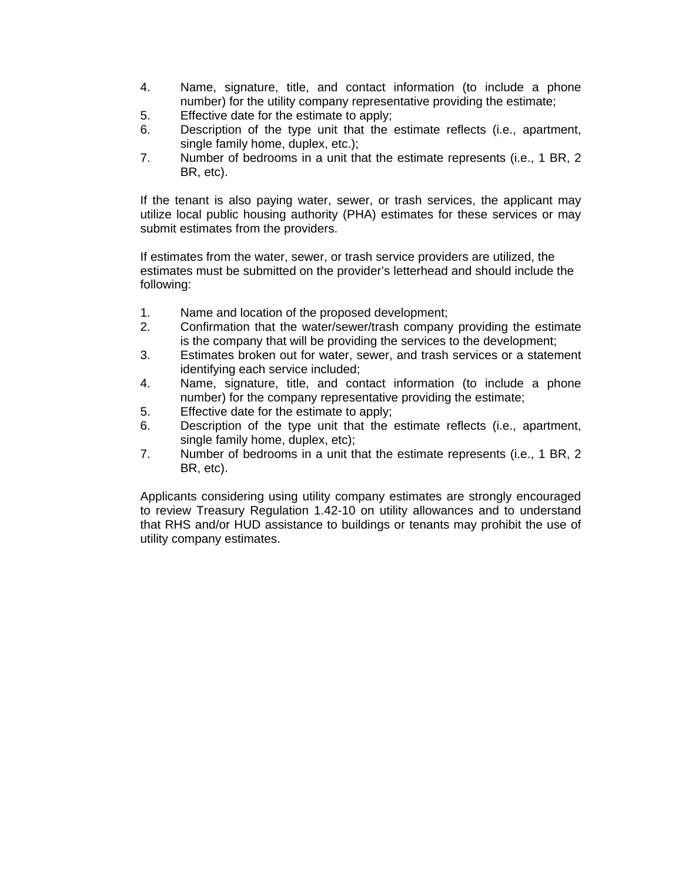4. Name, signature, title, and contact information (to include a phone number) for the utility company representative providing the estimate;
5. Effective date for the estimate to apply;
6. Description of the type unit that the estimate reflects (i.e., apartment, single family home, duplex, etc.);
7. Number of bedrooms in a unit that the estimate represents (i.e., 1 BR, 2 BR, etc).

If the tenant is also paying water, sewer, or trash services, the applicant may utilize local public housing authority (PHA) estimates for these services or may submit estimates from the providers.

If estimates from the water, sewer, or trash service providers are utilized, the estimates must be submitted on the provider's letterhead and should include the following:

1. Name and location of the proposed development;
2. Confirmation that the water/sewer/trash company providing the estimate is the company that will be providing the services to the development;
3. Estimates broken out for water, sewer, and trash services or a statement identifying each service included;
4. Name, signature, title, and contact information (to include a phone number) for the company representative providing the estimate;
5. Effective date for the estimate to apply;
6. Description of the type unit that the estimate reflects (i.e., apartment, single family home, duplex, etc);
7. Number of bedrooms in a unit that the estimate represents (i.e., 1 BR, 2 BR, etc).

Applicants considering using utility company estimates are strongly encouraged to review Treasury Regulation 1.42-10 on utility allowances and to understand that RHS and/or HUD assistance to buildings or tenants may prohibit the use of utility company estimates.